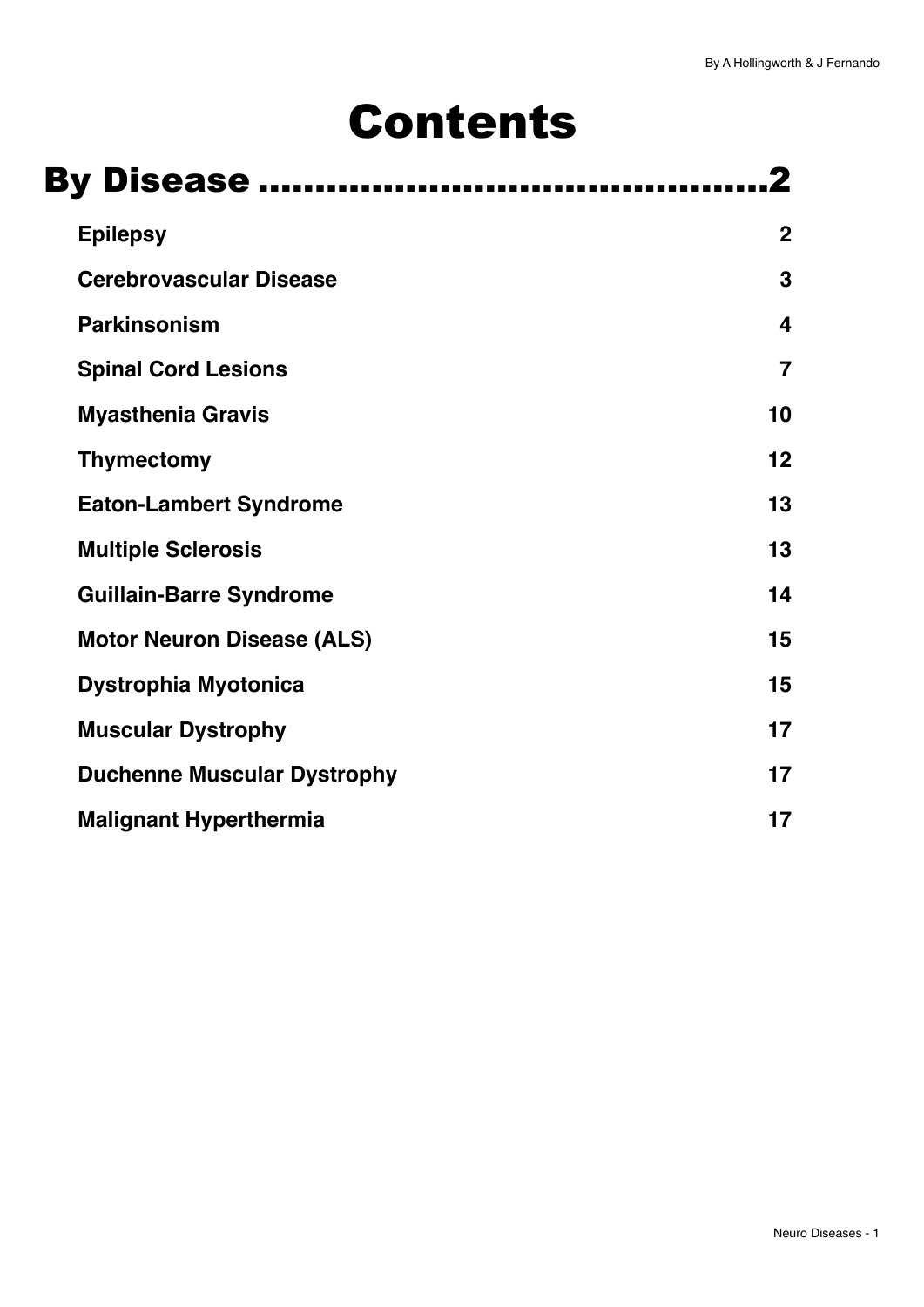# Contents

## By Disease ............................................2

| | |
|---|---|
| **Epilepsy** | **2** |
| **Cerebrovascular Disease** | **3** |
| **Parkinsonism** | **4** |
| **Spinal Cord Lesions** | **7** |
| **Myasthenia Gravis** | **10** |
| **Thymectomy** | **12** |
| **Eaton-Lambert Syndrome** | **13** |
| **Multiple Sclerosis** | **13** |
| **Guillain-Barre Syndrome** | **14** |
| **Motor Neuron Disease (ALS)** | **15** |
| **Dystrophia Myotonica** | **15** |
| **Muscular Dystrophy** | **17** |
| **Duchenne Muscular Dystrophy** | **17** |
| **Malignant Hyperthermia** | **17** |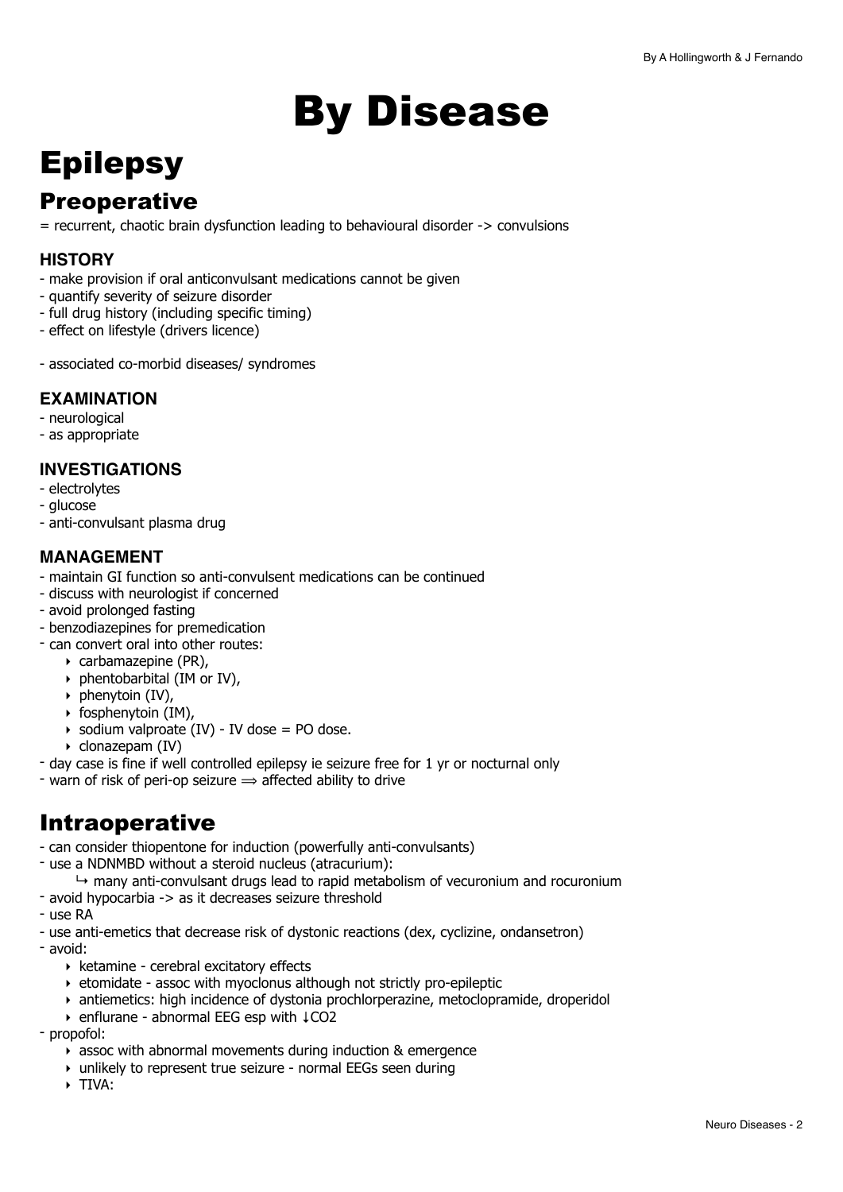# By Disease

# Epilepsy

## Preoperative

= recurrent, chaotic brain dysfunction leading to behavioural disorder -> convulsions

### HISTORY

- make provision if oral anticonvulsant medications cannot be given
- quantify severity of seizure disorder
- full drug history (including specific timing)
- effect on lifestyle (drivers licence)

- associated co-morbid diseases/ syndromes

### EXAMINATION

- neurological
- as appropriate

### INVESTIGATIONS

- electrolytes
- glucose
- anti-convulsant plasma drug

### MANAGEMENT

- maintain GI function so anti-convulsent medications can be continued
- discuss with neurologist if concerned
- avoid prolonged fasting
- benzodiazepines for premedication
- can convert oral into other routes:
    - carbamazepine (PR),
    - phentobarbital (IM or IV),
    - phenytoin (IV),
    - fosphenytoin (IM),
    - sodium valproate (IV) - IV dose = PO dose.
    - clonazepam (IV)
- day case is fine if well controlled epilepsy ie seizure free for 1 yr or nocturnal only
- warn of risk of peri-op seizure ⟹ affected ability to drive

## Intraoperative

- can consider thiopentone for induction (powerfully anti-convulsants)
- use a NDNMBD without a steroid nucleus (atracurium):
    ↪ many anti-convulsant drugs lead to rapid metabolism of vecuronium and rocuronium
- avoid hypocarbia -> as it decreases seizure threshold
- use RA
- use anti-emetics that decrease risk of dystonic reactions (dex, cyclizine, ondansetron)
- avoid:
    - ketamine - cerebral excitatory effects
    - etomidate - assoc with myoclonus although not strictly pro-epileptic
    - antiemetics: high incidence of dystonia prochlorperazine, metoclopramide, droperidol
    - enflurane - abnormal EEG esp with ↓$CO_2$
- propofol:
    - assoc with abnormal movements during induction & emergence
    - unlikely to represent true seizure - normal EEGs seen during
    - TIVA: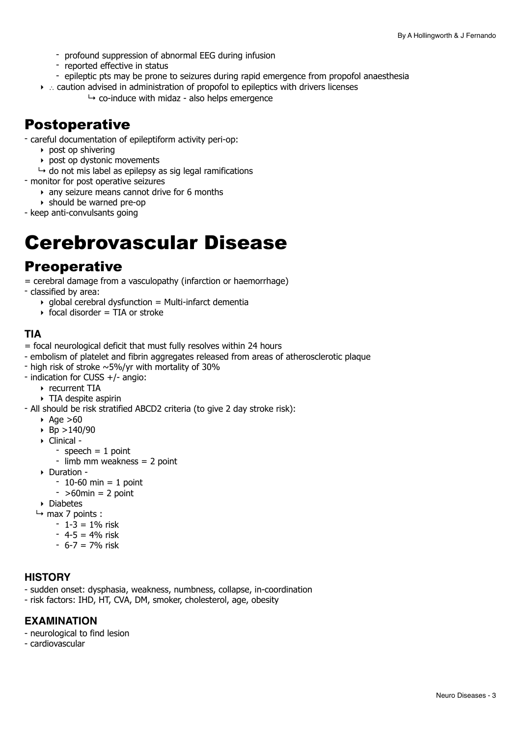- profound suppression of abnormal EEG during infusion
    - reported effective in status
    - epileptic pts may be prone to seizures during rapid emergence from propofol anaesthesia
- ∴ caution advised in administration of propofol to epileptics with drivers licenses
    - ↳ co-induce with midaz - also helps emergence

## Postoperative

- careful documentation of epileptiform activity peri-op:
    - post op shivering
    - post op dystonic movements
    - ↳ do not mis label as epilepsy as sig legal ramifications
- monitor for post operative seizures
    - any seizure means cannot drive for 6 months
    - should be warned pre-op
- keep anti-convulsants going

# Cerebrovascular Disease

## Preoperative

= cerebral damage from a vasculopathy (infarction or haemorrhage)

- classified by area:
    - global cerebral dysfunction = Multi-infarct dementia
    - focal disorder = TIA or stroke

### TIA

= focal neurological deficit that must fully resolves within 24 hours

- embolism of platelet and fibrin aggregates released from areas of atherosclerotic plaque
- high risk of stroke ~5%/yr with mortality of 30%
- indication for CUSS +/- angio:
    - recurrent TIA
    - TIA despite aspirin
- All should be risk stratified ABCD2 criteria (to give 2 day stroke risk):
    - Age >60
    - Bp >140/90
    - Clinical -
        - speech = 1 point
        - limb mm weakness = 2 point
    - Duration -
        - 10-60 min = 1 point
        - >60min = 2 point
    - Diabetes
    - ↳ max 7 points :
        - 1-3 = 1% risk
        - 4-5 = 4% risk
        - 6-7 = 7% risk

### HISTORY

- sudden onset: dysphasia, weakness, numbness, collapse, in-coordination
- risk factors: IHD, HT, CVA, DM, smoker, cholesterol, age, obesity

### EXAMINATION

- neurological to find lesion
- cardiovascular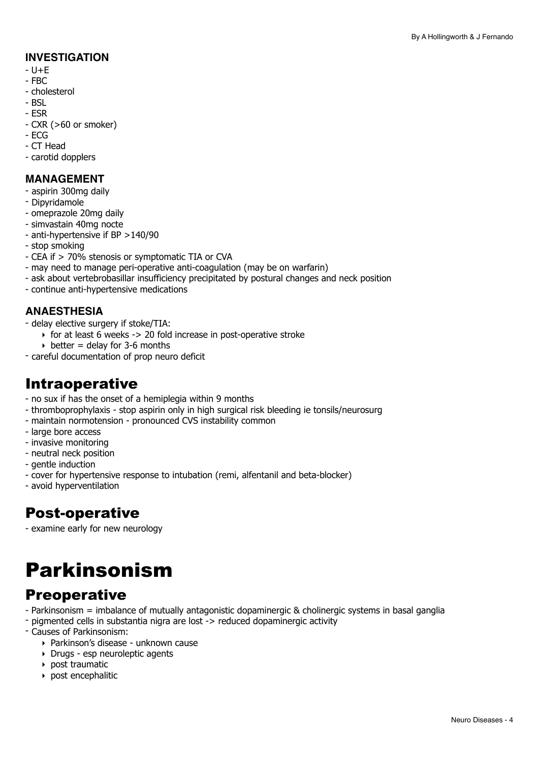#### INVESTIGATION
- U+E
- FBC
- cholesterol
- BSL
- ESR
- CXR (>60 or smoker)
- ECG
- CT Head
- carotid dopplers

#### MANAGEMENT
- aspirin 300mg daily
- Dipyridamole
- omeprazole 20mg daily
- simvastain 40mg nocte
- anti-hypertensive if BP >140/90
- stop smoking
- CEA if > 70% stenosis or symptomatic TIA or CVA
- may need to manage peri-operative anti-coagulation (may be on warfarin)
- ask about vertebrobasillar insufficiency precipitated by postural changes and neck position
- continue anti-hypertensive medications

#### ANAESTHESIA
- delay elective surgery if stoke/TIA:
    - for at least 6 weeks -> 20 fold increase in post-operative stroke
    - better = delay for 3-6 months
- careful documentation of prop neuro deficit

## Intraoperative
- no sux if has the onset of a hemiplegia within 9 months
- thromboprophylaxis - stop aspirin only in high surgical risk bleeding ie tonsils/neurosurg
- maintain normotension - pronounced CVS instability common
- large bore access
- invasive monitoring
- neutral neck position
- gentle induction
- cover for hypertensive response to intubation (remi, alfentanil and beta-blocker)
- avoid hyperventilation

## Post-operative
- examine early for new neurology

# Parkinsonism

## Preoperative
- Parkinsonism = imbalance of mutually antagonistic dopaminergic & cholinergic systems in basal ganglia
- pigmented cells in substantia nigra are lost -> reduced dopaminergic activity
- Causes of Parkinsonism:
    - Parkinson's disease - unknown cause
    - Drugs - esp neuroleptic agents
    - post traumatic
    - post encephalitic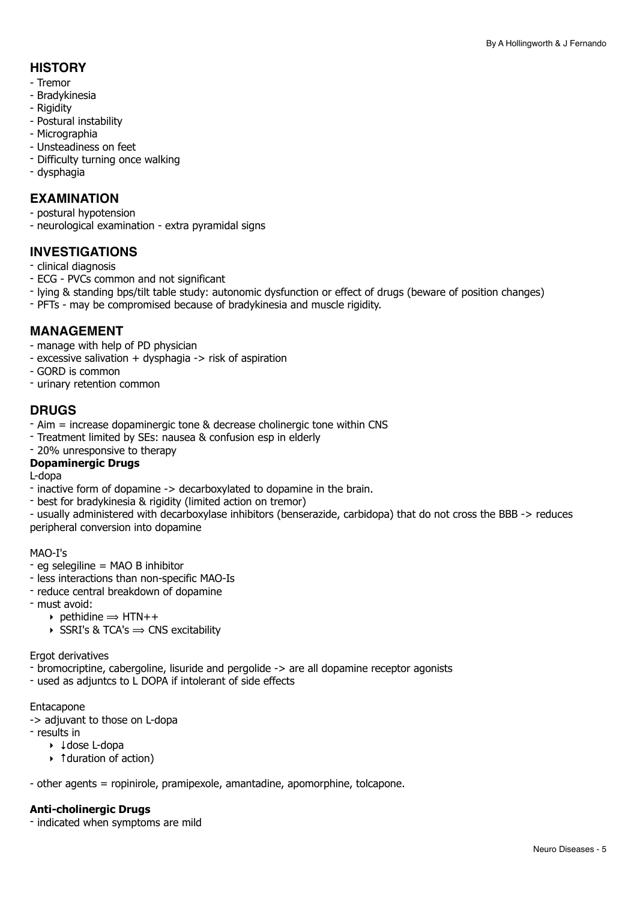## HISTORY

- Tremor
- Bradykinesia
- Rigidity
- Postural instability
- Micrographia
- Unsteadiness on feet
- Difficulty turning once walking
- dysphagia

## EXAMINATION

- postural hypotension
- neurological examination - extra pyramidal signs

## INVESTIGATIONS

- clinical diagnosis
- ECG - PVCs common and not significant
- lying & standing bps/tilt table study: autonomic dysfunction or effect of drugs (beware of position changes)
- PFTs - may be compromised because of bradykinesia and muscle rigidity.

## MANAGEMENT

- manage with help of PD physician
- excessive salivation + dysphagia -> risk of aspiration
- GORD is common
- urinary retention common

## DRUGS

- Aim = increase dopaminergic tone & decrease cholinergic tone within CNS
- Treatment limited by SEs: nausea & confusion esp in elderly
- 20% unresponsive to therapy

**Dopaminergic Drugs**

L-dopa

- inactive form of dopamine -> decarboxylated to dopamine in the brain.
- best for bradykinesia & rigidity (limited action on tremor)
- usually administered with decarboxylase inhibitors (benserazide, carbidopa) that do not cross the BBB -> reduces peripheral conversion into dopamine

MAO-I's

- eg selegiline = MAO B inhibitor
- less interactions than non-specific MAO-Is
- reduce central breakdown of dopamine
- must avoid:
    - pethidine ⟹ HTN++
    - SSRI's & TCA's ⟹ CNS excitability

Ergot derivatives

- bromocriptine, cabergoline, lisuride and pergolide -> are all dopamine receptor agonists
- used as adjuntcs to L DOPA if intolerant of side effects

Entacapone

-> adjuvant to those on L-dopa

- results in
    - ↓dose L-dopa
    - ↑duration of action)

- other agents = ropinirole, pramipexole, amantadine, apomorphine, tolcapone.

**Anti-cholinergic Drugs**

- indicated when symptoms are mild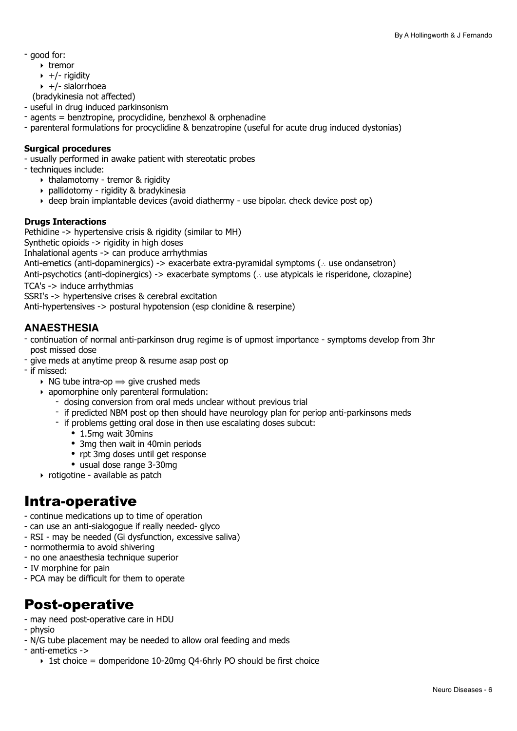- good for:
    - tremor
    - +/- rigidity
    - +/- sialorrhoea

  (bradykinesia not affected)
- useful in drug induced parkinsonism
- agents = benztropine, procyclidine, benzhexol & orphenadine
- parenteral formulations for procyclidine & benzatropine (useful for acute drug induced dystonias)

**Surgical procedures**

- usually performed in awake patient with stereotatic probes
- techniques include:
    - thalamotomy - tremor & rigidity
    - pallidotomy - rigidity & bradykinesia
    - deep brain implantable devices (avoid diathermy - use bipolar. check device post op)

**Drugs Interactions**

Pethidine -> hypertensive crisis & rigidity (similar to MH)
Synthetic opioids -> rigidity in high doses
Inhalational agents -> can produce arrhythmias
Anti-emetics (anti-dopaminergics) -> exacerbate extra-pyramidal symptoms (∴ use ondansetron)
Anti-psychotics (anti-dopinergics) -> exacerbate symptoms (∴ use atypicals ie risperidone, clozapine)
TCA's -> induce arrhythmias
SSRI's -> hypertensive crises & cerebral excitation
Anti-hypertensives -> postural hypotension (esp clonidine & reserpine)

## ANAESTHESIA

- continuation of normal anti-parkinson drug regime is of upmost importance - symptoms develop from 3hr post missed dose
- give meds at anytime preop & resume asap post op
- if missed:
    - NG tube intra-op ⟹ give crushed meds
    - apomorphine only parenteral formulation:
        - dosing conversion from oral meds unclear without previous trial
        - if predicted NBM post op then should have neurology plan for periop anti-parkinsons meds
        - if problems getting oral dose in then use escalating doses subcut:
            - 1.5mg wait 30mins
            - 3mg then wait in 40min periods
            - rpt 3mg doses until get response
            - usual dose range 3-30mg
    - rotigotine - available as patch

# Intra-operative

- continue medications up to time of operation
- can use an anti-sialogogue if really needed- glyco
- RSI - may be needed (Gi dysfunction, excessive saliva)
- normothermia to avoid shivering
- no one anaesthesia technique superior
- IV morphine for pain
- PCA may be difficult for them to operate

# Post-operative

- may need post-operative care in HDU
- physio
- N/G tube placement may be needed to allow oral feeding and meds
- anti-emetics ->
    - 1st choice = domperidone 10-20mg Q4-6hrly PO should be first choice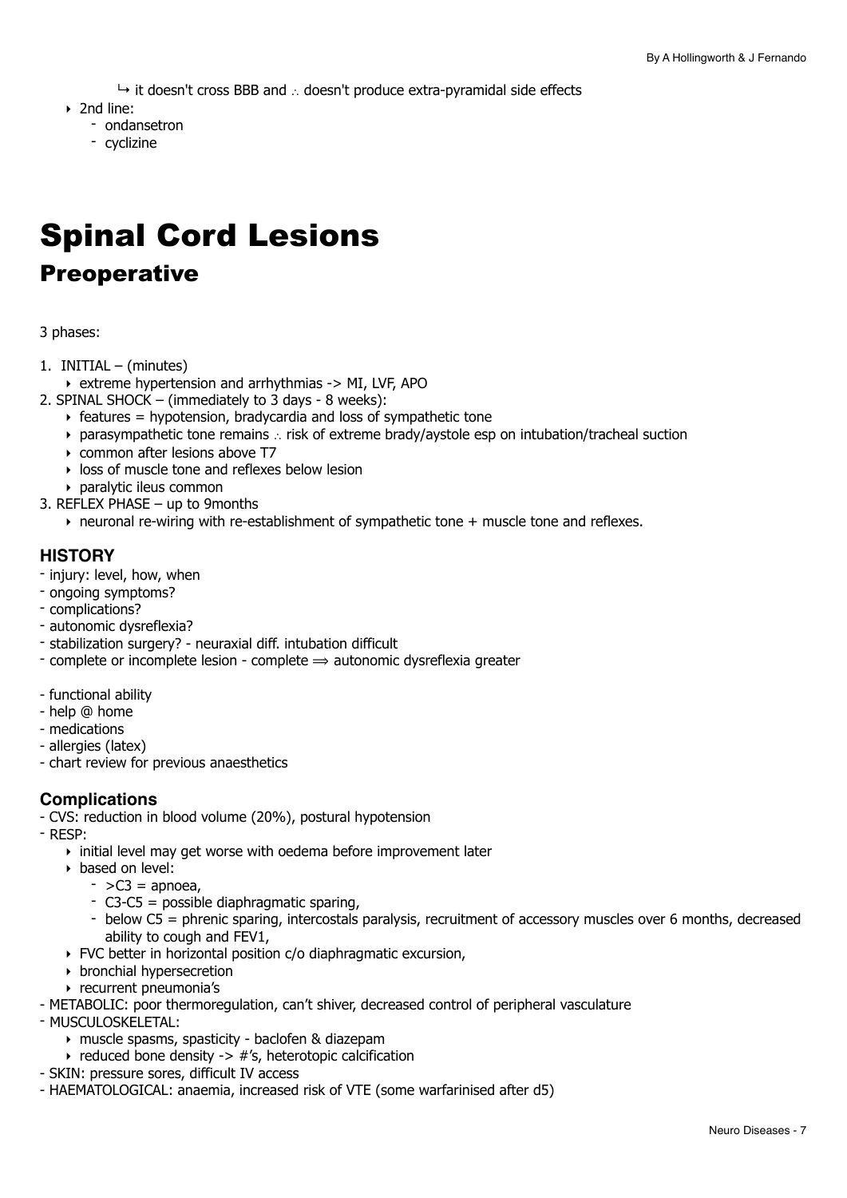↳ it doesn't cross BBB and ∴ doesn't produce extra-pyramidal side effects

- 2nd line:
  - ondansetron
  - cyclizine

# Spinal Cord Lesions

## Preoperative

3 phases:

1. INITIAL – (minutes)
   - extreme hypertension and arrhythmias -> MI, LVF, APO
2. SPINAL SHOCK – (immediately to 3 days - 8 weeks):
   - features = hypotension, bradycardia and loss of sympathetic tone
   - parasympathetic tone remains ∴ risk of extreme brady/aystole esp on intubation/tracheal suction
   - common after lesions above T7
   - loss of muscle tone and reflexes below lesion
   - paralytic ileus common
3. REFLEX PHASE – up to 9months
   - neuronal re-wiring with re-establishment of sympathetic tone + muscle tone and reflexes.

### HISTORY

- injury: level, how, when
- ongoing symptoms?
- complications?
- autonomic dysreflexia?
- stabilization surgery? - neuraxial diff. intubation difficult
- complete or incomplete lesion - complete ⟹ autonomic dysreflexia greater

- functional ability
- help @ home
- medications
- allergies (latex)
- chart review for previous anaesthetics

### Complications

- CVS: reduction in blood volume (20%), postural hypotension
- RESP:
  - initial level may get worse with oedema before improvement later
  - based on level:
    - >C3 = apnoea,
    - C3-C5 = possible diaphragmatic sparing,
    - below C5 = phrenic sparing, intercostals paralysis, recruitment of accessory muscles over 6 months, decreased ability to cough and FEV1,
  - FVC better in horizontal position c/o diaphragmatic excursion,
  - bronchial hypersecretion
  - recurrent pneumonia's
- METABOLIC: poor thermoregulation, can't shiver, decreased control of peripheral vasculature
- MUSCULOSKELETAL:
  - muscle spasms, spasticity - baclofen & diazepam
  - reduced bone density -> #'s, heterotopic calcification
- SKIN: pressure sores, difficult IV access
- HAEMATOLOGICAL: anaemia, increased risk of VTE (some warfarinised after d5)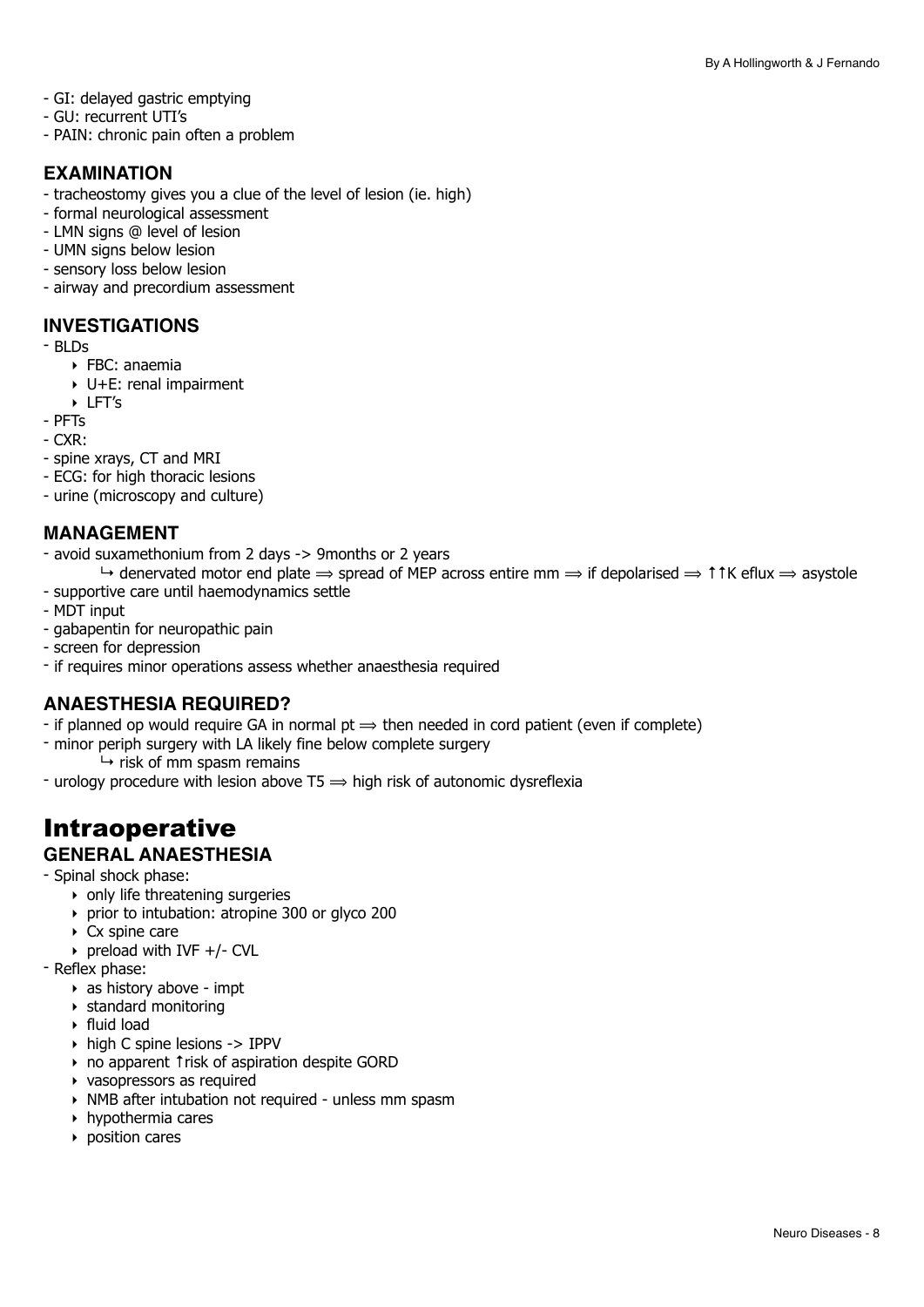- GI: delayed gastric emptying
- GU: recurrent UTI's
- PAIN: chronic pain often a problem

### EXAMINATION

- tracheostomy gives you a clue of the level of lesion (ie. high)
- formal neurological assessment
- LMN signs @ level of lesion
- UMN signs below lesion
- sensory loss below lesion
- airway and precordium assessment

### INVESTIGATIONS

- BLDs
    - FBC: anaemia
    - U+E: renal impairment
    - LFT's
- PFTs
- CXR:
- spine xrays, CT and MRI
- ECG: for high thoracic lesions
- urine (microscopy and culture)

### MANAGEMENT

- avoid suxamethonium from 2 days -> 9months or 2 years
    - ↳ denervated motor end plate ⟹ spread of MEP across entire mm ⟹ if depolarised ⟹ ↑↑K eflux ⟹ asystole
- supportive care until haemodynamics settle
- MDT input
- gabapentin for neuropathic pain
- screen for depression
- if requires minor operations assess whether anaesthesia required

### ANAESTHESIA REQUIRED?

- if planned op would require GA in normal pt ⟹ then needed in cord patient (even if complete)
- minor periph surgery with LA likely fine below complete surgery
    - ↳ risk of mm spasm remains
- urology procedure with lesion above T5 ⟹ high risk of autonomic dysreflexia

# Intraoperative

### GENERAL ANAESTHESIA

- Spinal shock phase:
    - only life threatening surgeries
    - prior to intubation: atropine 300 or glyco 200
    - Cx spine care
    - preload with IVF +/- CVL
- Reflex phase:
    - as history above - impt
    - standard monitoring
    - fluid load
    - high C spine lesions -> IPPV
    - no apparent ↑risk of aspiration despite GORD
    - vasopressors as required
    - NMB after intubation not required - unless mm spasm
    - hypothermia cares
    - position cares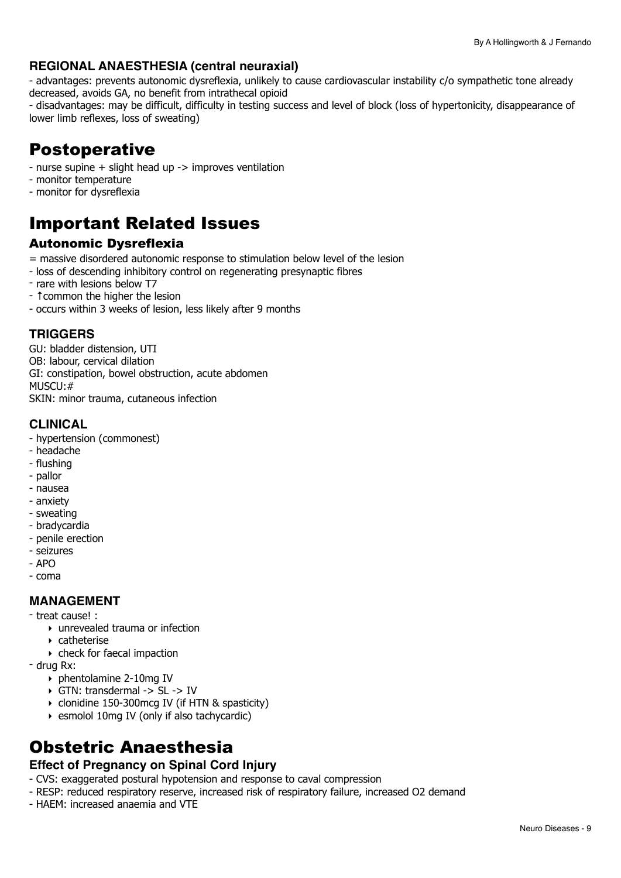### REGIONAL ANAESTHESIA (central neuraxial)

- advantages: prevents autonomic dysreflexia, unlikely to cause cardiovascular instability c/o sympathetic tone already decreased, avoids GA, no benefit from intrathecal opioid
- disadvantages: may be difficult, difficulty in testing success and level of block (loss of hypertonicity, disappearance of lower limb reflexes, loss of sweating)

# Postoperative

- nurse supine + slight head up -> improves ventilation
- monitor temperature
- monitor for dysreflexia

# Important Related Issues

## Autonomic Dysreflexia

= massive disordered autonomic response to stimulation below level of the lesion

- loss of descending inhibitory control on regenerating presynaptic fibres
- rare with lesions below T7
- ↑common the higher the lesion
- occurs within 3 weeks of lesion, less likely after 9 months

### TRIGGERS

GU: bladder distension, UTI
OB: labour, cervical dilation
GI: constipation, bowel obstruction, acute abdomen
MUSCU:#
SKIN: minor trauma, cutaneous infection

### CLINICAL

- hypertension (commonest)
- headache
- flushing
- pallor
- nausea
- anxiety
- sweating
- bradycardia
- penile erection
- seizures
- APO
- coma

### MANAGEMENT

- treat cause! :
  - unrevealed trauma or infection
  - catheterise
  - check for faecal impaction
- drug Rx:
  - phentolamine 2-10mg IV
  - GTN: transdermal -> SL -> IV
  - clonidine 150-300mcg IV (if HTN & spasticity)
  - esmolol 10mg IV (only if also tachycardic)

# Obstetric Anaesthesia

### Effect of Pregnancy on Spinal Cord Injury

- CVS: exaggerated postural hypotension and response to caval compression
- RESP: reduced respiratory reserve, increased risk of respiratory failure, increased O2 demand
- HAEM: increased anaemia and VTE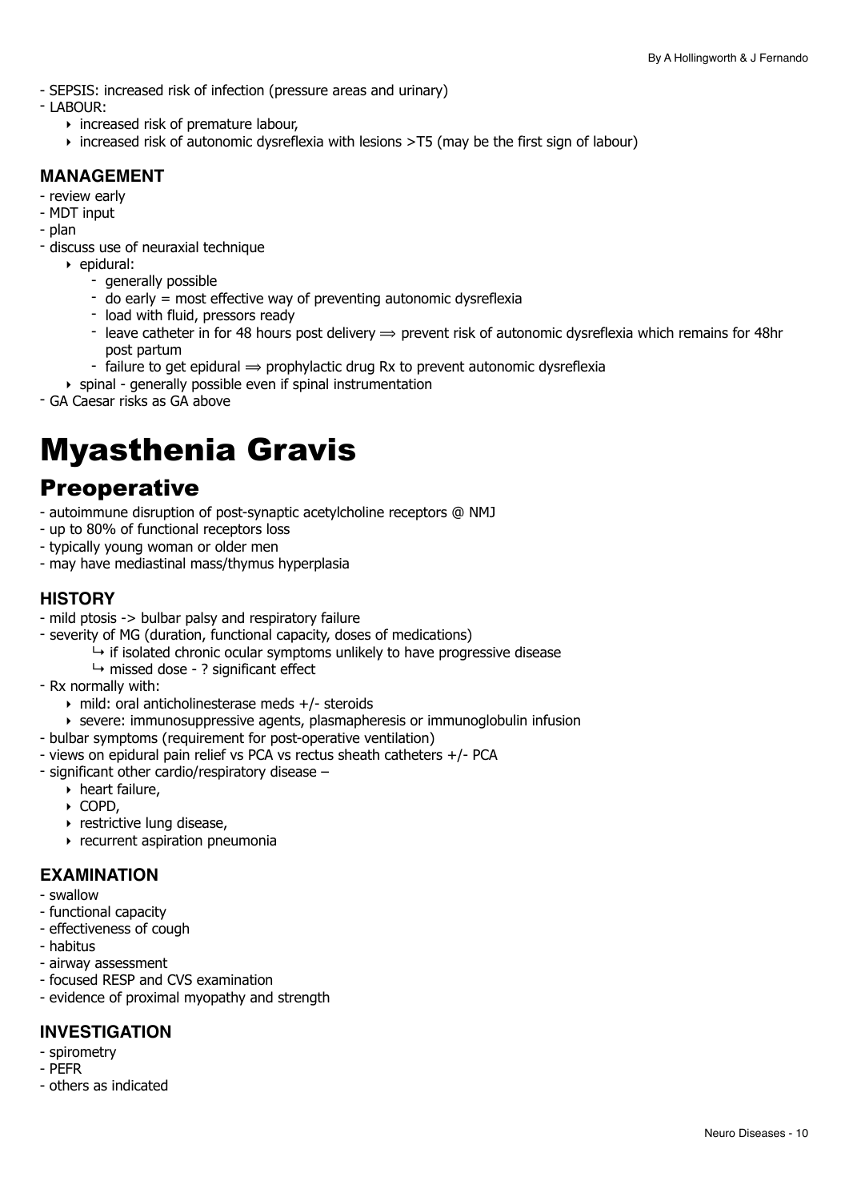- SEPSIS: increased risk of infection (pressure areas and urinary)
- LABOUR:
    - increased risk of premature labour,
    - increased risk of autonomic dysreflexia with lesions >T5 (may be the first sign of labour)

### MANAGEMENT

- review early
- MDT input
- plan
- discuss use of neuraxial technique
    - epidural:
        - generally possible
        - do early = most effective way of preventing autonomic dysreflexia
        - load with fluid, pressors ready
        - leave catheter in for 48 hours post delivery ⟹ prevent risk of autonomic dysreflexia which remains for 48hr post partum
        - failure to get epidural ⟹ prophylactic drug Rx to prevent autonomic dysreflexia
    - spinal - generally possible even if spinal instrumentation
- GA Caesar risks as GA above

# Myasthenia Gravis

## Preoperative

- autoimmune disruption of post-synaptic acetylcholine receptors @ NMJ
- up to 80% of functional receptors loss
- typically young woman or older men
- may have mediastinal mass/thymus hyperplasia

### HISTORY

- mild ptosis -> bulbar palsy and respiratory failure
- severity of MG (duration, functional capacity, doses of medications)
    - ↳ if isolated chronic ocular symptoms unlikely to have progressive disease
    - ↳ missed dose - ? significant effect
- Rx normally with:
    - mild: oral anticholinesterase meds +/- steroids
    - severe: immunosuppressive agents, plasmapheresis or immunoglobulin infusion
- bulbar symptoms (requirement for post-operative ventilation)
- views on epidural pain relief vs PCA vs rectus sheath catheters +/- PCA
- significant other cardio/respiratory disease –
    - heart failure,
    - COPD,
    - restrictive lung disease,
    - recurrent aspiration pneumonia

### EXAMINATION

- swallow
- functional capacity
- effectiveness of cough
- habitus
- airway assessment
- focused RESP and CVS examination
- evidence of proximal myopathy and strength

### INVESTIGATION

- spirometry
- PEFR
- others as indicated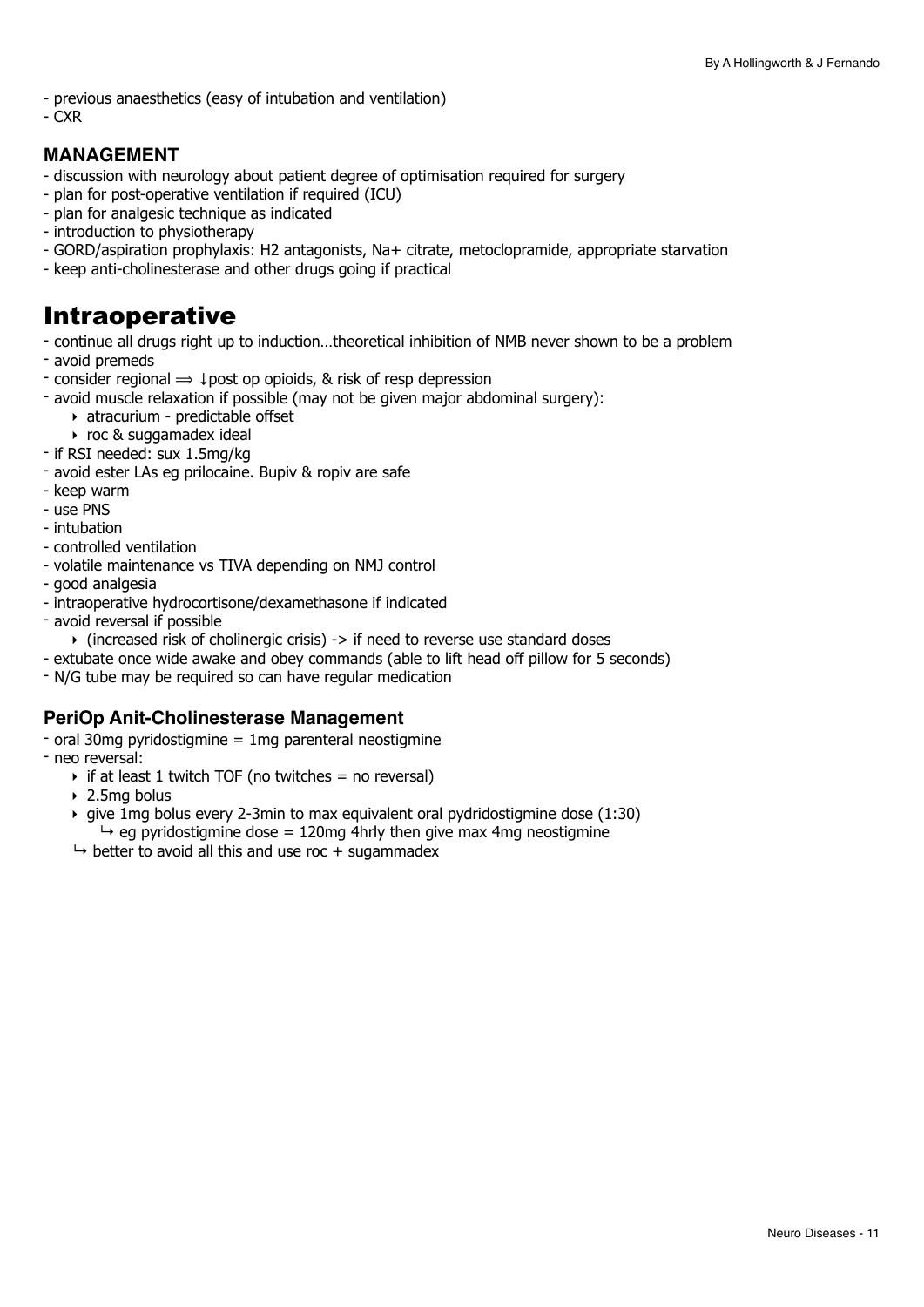- previous anaesthetics (easy of intubation and ventilation)
- CXR

### MANAGEMENT

- discussion with neurology about patient degree of optimisation required for surgery
- plan for post-operative ventilation if required (ICU)
- plan for analgesic technique as indicated
- introduction to physiotherapy
- GORD/aspiration prophylaxis: H2 antagonists, Na+ citrate, metoclopramide, appropriate starvation
- keep anti-cholinesterase and other drugs going if practical

# Intraoperative

- continue all drugs right up to induction…theoretical inhibition of NMB never shown to be a problem
- avoid premeds
- consider regional ⟹ ↓post op opioids, & risk of resp depression
- avoid muscle relaxation if possible (may not be given major abdominal surgery):
    - atracurium - predictable offset
    - roc & suggamadex ideal
- if RSI needed: sux 1.5mg/kg
- avoid ester LAs eg prilocaine. Bupiv & ropiv are safe
- keep warm
- use PNS
- intubation
- controlled ventilation
- volatile maintenance vs TIVA depending on NMJ control
- good analgesia
- intraoperative hydrocortisone/dexamethasone if indicated
- avoid reversal if possible
    - (increased risk of cholinergic crisis) -> if need to reverse use standard doses
- extubate once wide awake and obey commands (able to lift head off pillow for 5 seconds)
- N/G tube may be required so can have regular medication

### PeriOp Anit-Cholinesterase Management

- oral 30mg pyridostigmine = 1mg parenteral neostigmine
- neo reversal:
    - if at least 1 twitch TOF (no twitches = no reversal)
    - 2.5mg bolus
    - give 1mg bolus every 2-3min to max equivalent oral pydridostigmine dose (1:30)
        - ↪ eg pyridostigmine dose = 120mg 4hrly then give max 4mg neostigmine
    - ↪ better to avoid all this and use roc + sugammadex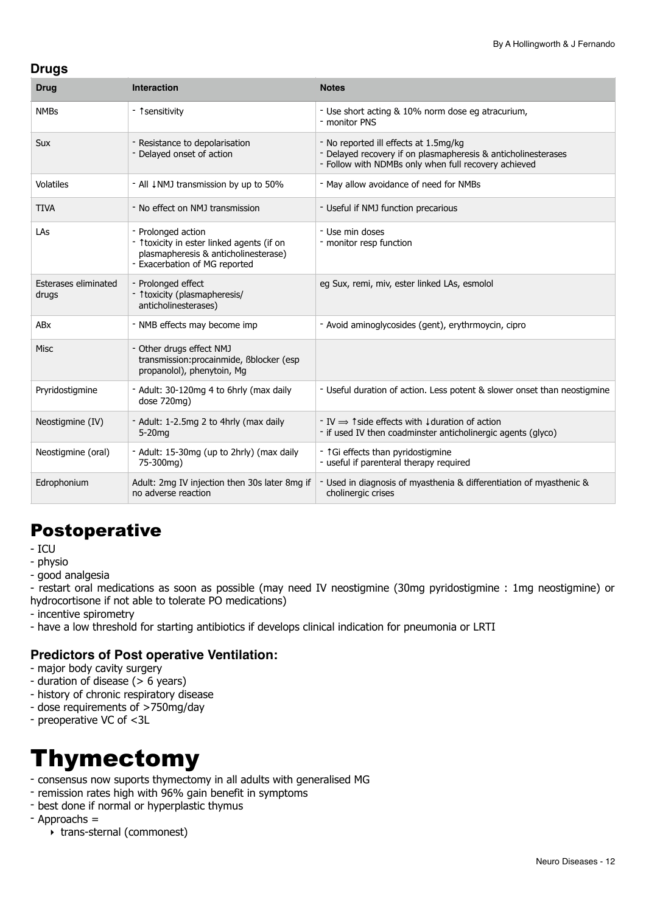### Drugs

| Drug | Interaction | Notes |
| --- | --- | --- |
| NMBs | - ↑sensitivity | - Use short acting & 10% norm dose eg atracurium, <br>- monitor PNS |
| Sux | - Resistance to depolarisation <br>- Delayed onset of action | - No reported ill effects at 1.5mg/kg <br>- Delayed recovery if on plasmapheresis & anticholinesterases <br>- Follow with NDMBs only when full recovery achieved |
| Volatiles | - All ↓NMJ transmission by up to 50% | - May allow avoidance of need for NMBs |
| TIVA | - No effect on NMJ transmission | - Useful if NMJ function precarious |
| LAs | - Prolonged action <br>- ↑toxicity in ester linked agents (if on plasmapheresis & anticholinesterase) <br>- Exacerbation of MG reported | - Use min doses <br>- monitor resp function |
| Esterases eliminated drugs | - Prolonged effect <br>- ↑toxicity (plasmapheresis/ anticholinesterases) | eg Sux, remi, miv, ester linked LAs, esmolol |
| ABx | - NMB effects may become imp | - Avoid aminoglycosides (gent), erythrmoycin, cipro |
| Misc | - Other drugs effect NMJ transmission:procainmide, ßblocker (esp propanolol), phenytoin, Mg | |
| Pryridostigmine | - Adult: 30-120mg 4 to 6hrly (max daily dose 720mg) | - Useful duration of action. Less potent & slower onset than neostigmine |
| Neostigmine (IV) | - Adult: 1-2.5mg 2 to 4hrly (max daily 5-20mg | - IV ⟹ ↑side effects with ↓duration of action <br>- if used IV then coadminster anticholinergic agents (glyco) |
| Neostigmine (oral) | - Adult: 15-30mg (up to 2hrly) (max daily 75-300mg) | - ↑Gi effects than pyridostigmine <br>- useful if parenteral therapy required |
| Edrophonium | Adult: 2mg IV injection then 30s later 8mg if no adverse reaction | - Used in diagnosis of myasthenia & differentiation of myasthenic & cholinergic crises |

## Postoperative

- ICU
- physio
- good analgesia
- restart oral medications as soon as possible (may need IV neostigmine (30mg pyridostigmine : 1mg neostigmine) or hydrocortisone if not able to tolerate PO medications)
- incentive spirometry
- have a low threshold for starting antibiotics if develops clinical indication for pneumonia or LRTI

### Predictors of Post operative Ventilation:

- major body cavity surgery
- duration of disease (> 6 years)
- history of chronic respiratory disease
- dose requirements of >750mg/day
- preoperative VC of <3L

# Thymectomy

- consensus now suports thymectomy in all adults with generalised MG
- remission rates high with 96% gain benefit in symptoms
- best done if normal or hyperplastic thymus
- Approachs =
    - trans-sternal (commonest)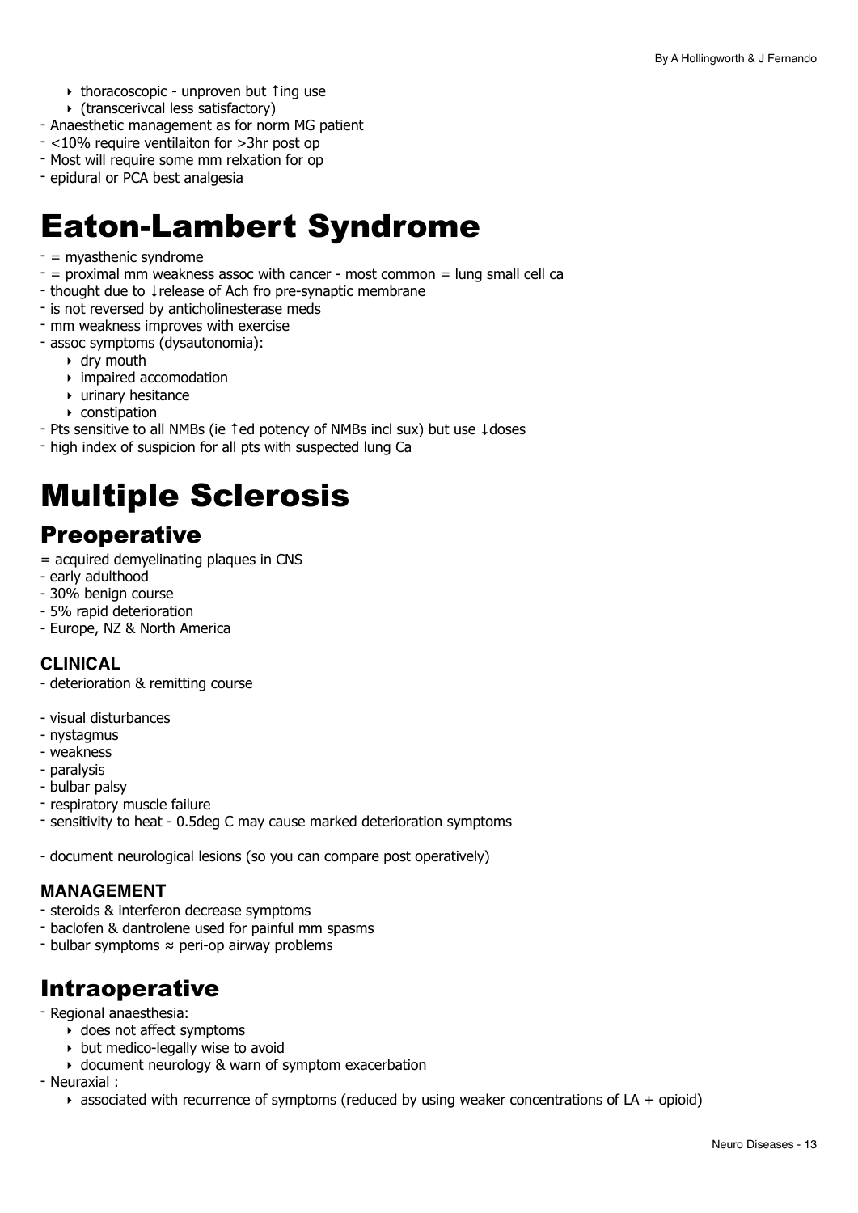- thoracoscopic - unproven but ↑ing use
    - (transcerivcal less satisfactory)
- Anaesthetic management as for norm MG patient
- <10% require ventilaiton for >3hr post op
- Most will require some mm relxation for op
- epidural or PCA best analgesia

# Eaton-Lambert Syndrome

- = myasthenic syndrome
- = proximal mm weakness assoc with cancer - most common = lung small cell ca
- thought due to ↓release of Ach fro pre-synaptic membrane
- is not reversed by anticholinesterase meds
- mm weakness improves with exercise
- assoc symptoms (dysautonomia):
    - dry mouth
    - impaired accomodation
    - urinary hesitance
    - constipation
- Pts sensitive to all NMBs (ie ↑ed potency of NMBs incl sux) but use ↓doses
- high index of suspicion for all pts with suspected lung Ca

# Multiple Sclerosis

## Preoperative

= acquired demyelinating plaques in CNS
- early adulthood
- 30% benign course
- 5% rapid deterioration
- Europe, NZ & North America

### CLINICAL

- deterioration & remitting course

- visual disturbances
- nystagmus
- weakness
- paralysis
- bulbar palsy
- respiratory muscle failure
- sensitivity to heat - 0.5deg C may cause marked deterioration symptoms

- document neurological lesions (so you can compare post operatively)

### MANAGEMENT

- steroids & interferon decrease symptoms
- baclofen & dantrolene used for painful mm spasms
- bulbar symptoms ≈ peri-op airway problems

## Intraoperative

- Regional anaesthesia:
    - does not affect symptoms
    - but medico-legally wise to avoid
    - document neurology & warn of symptom exacerbation
- Neuraxial :
    - associated with recurrence of symptoms (reduced by using weaker concentrations of LA + opioid)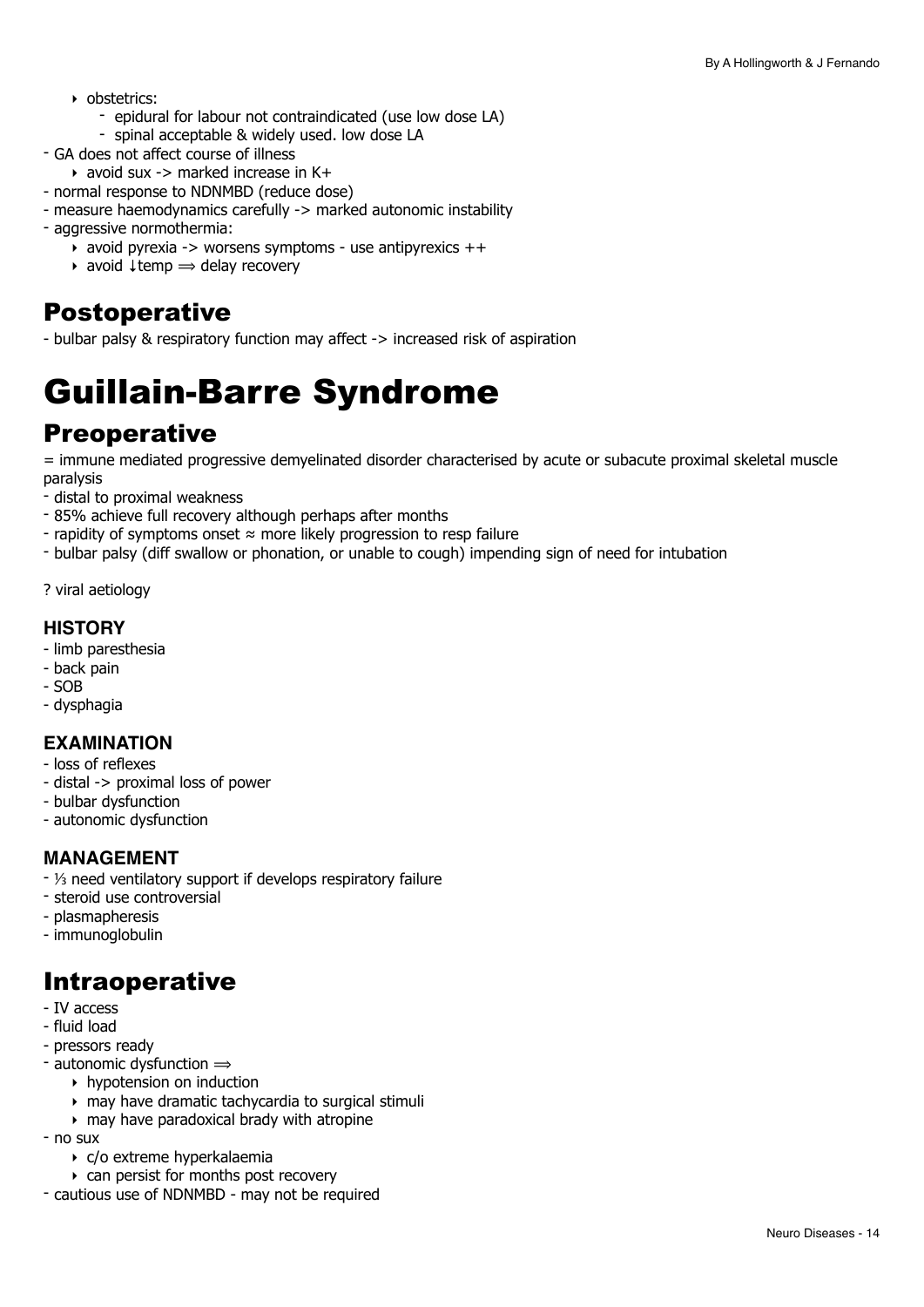- obstetrics:
    - epidural for labour not contraindicated (use low dose LA)
    - spinal acceptable & widely used. low dose LA
- GA does not affect course of illness
    - avoid sux -> marked increase in K+
- normal response to NDNMBD (reduce dose)
- measure haemodynamics carefully -> marked autonomic instability
- aggressive normothermia:
    - avoid pyrexia -> worsens symptoms - use antipyrexics ++
    - avoid ↓temp ⟹ delay recovery

## Postoperative

- bulbar palsy & respiratory function may affect -> increased risk of aspiration

# Guillain-Barre Syndrome

## Preoperative

= immune mediated progressive demyelinated disorder characterised by acute or subacute proximal skeletal muscle paralysis

- distal to proximal weakness
- 85% achieve full recovery although perhaps after months
- rapidity of symptoms onset ≈ more likely progression to resp failure
- bulbar palsy (diff swallow or phonation, or unable to cough) impending sign of need for intubation

? viral aetiology

### HISTORY

- limb paresthesia
- back pain
- SOB
- dysphagia

### EXAMINATION

- loss of reflexes
- distal -> proximal loss of power
- bulbar dysfunction
- autonomic dysfunction

### MANAGEMENT

- ⅓ need ventilatory support if develops respiratory failure
- steroid use controversial
- plasmapheresis
- immunoglobulin

## Intraoperative

- IV access
- fluid load
- pressors ready
- autonomic dysfunction ⟹
    - hypotension on induction
    - may have dramatic tachycardia to surgical stimuli
    - may have paradoxical brady with atropine
- no sux
    - c/o extreme hyperkalaemia
    - can persist for months post recovery
- cautious use of NDNMBD - may not be required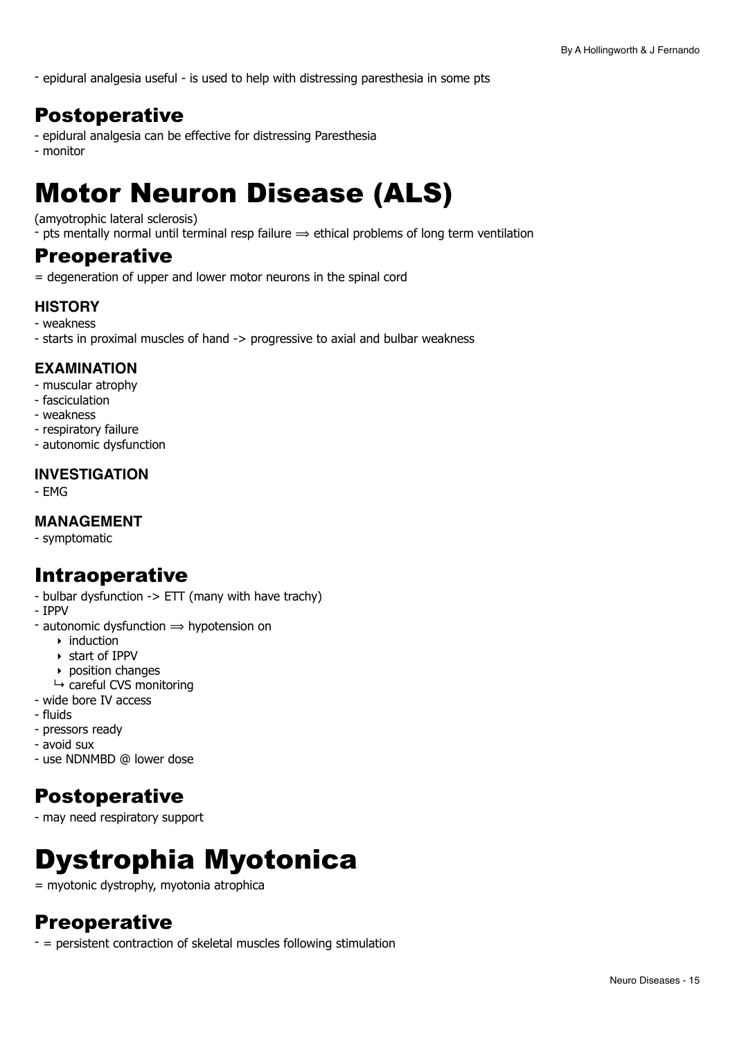- epidural analgesia useful - is used to help with distressing paresthesia in some pts

## Postoperative

- epidural analgesia can be effective for distressing Paresthesia
- monitor

# Motor Neuron Disease (ALS)

(amyotrophic lateral sclerosis)

- pts mentally normal until terminal resp failure ⟹ ethical problems of long term ventilation

## Preoperative

= degeneration of upper and lower motor neurons in the spinal cord

### HISTORY

- weakness
- starts in proximal muscles of hand -> progressive to axial and bulbar weakness

### EXAMINATION

- muscular atrophy
- fasciculation
- weakness
- respiratory failure
- autonomic dysfunction

### INVESTIGATION

- EMG

### MANAGEMENT

- symptomatic

## Intraoperative

- bulbar dysfunction -> ETT (many with have trachy)
- IPPV
- autonomic dysfunction ⟹ hypotension on
    - induction
    - start of IPPV
    - position changes
  
  ↳ careful CVS monitoring
- wide bore IV access
- fluids
- pressors ready
- avoid sux
- use NDNMBD @ lower dose

## Postoperative

- may need respiratory support

# Dystrophia Myotonica

= myotonic dystrophy, myotonia atrophica

## Preoperative

- = persistent contraction of skeletal muscles following stimulation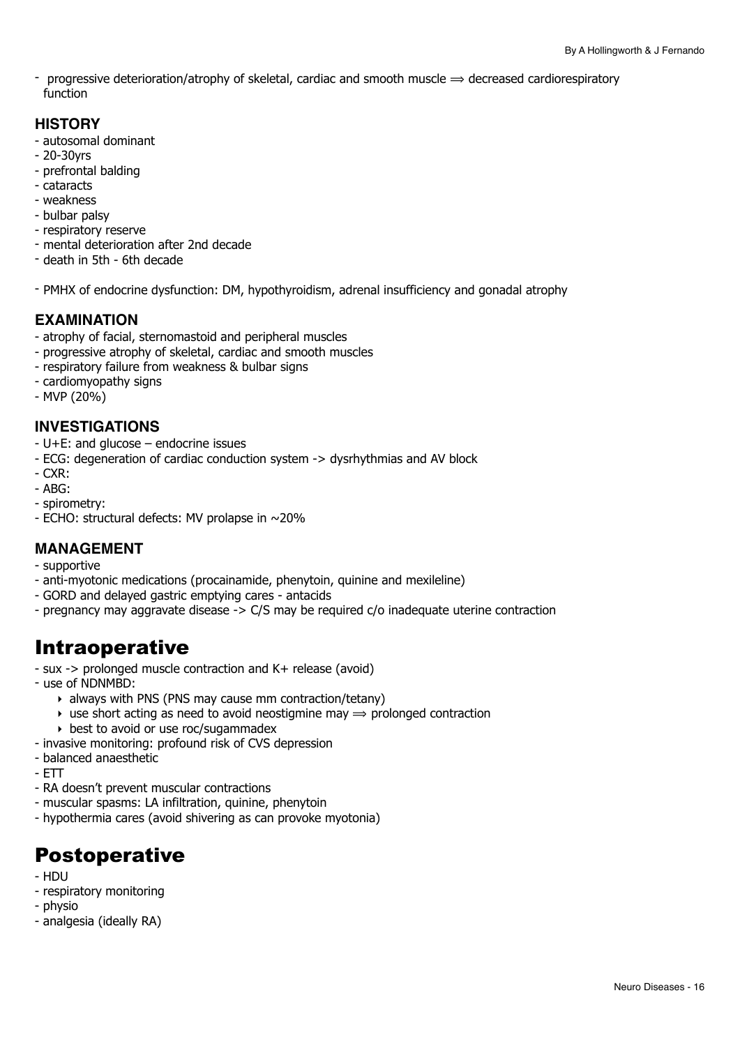- progressive deterioration/atrophy of skeletal, cardiac and smooth muscle ⟹ decreased cardiorespiratory function

### HISTORY

- autosomal dominant
- 20-30yrs
- prefrontal balding
- cataracts
- weakness
- bulbar palsy
- respiratory reserve
- mental deterioration after 2nd decade
- death in 5th - 6th decade

- PMHX of endocrine dysfunction: DM, hypothyroidism, adrenal insufficiency and gonadal atrophy

### EXAMINATION

- atrophy of facial, sternomastoid and peripheral muscles
- progressive atrophy of skeletal, cardiac and smooth muscles
- respiratory failure from weakness & bulbar signs
- cardiomyopathy signs
- MVP (20%)

### INVESTIGATIONS

- U+E: and glucose – endocrine issues
- ECG: degeneration of cardiac conduction system -> dysrhythmias and AV block
- CXR:
- ABG:
- spirometry:
- ECHO: structural defects: MV prolapse in ~20%

### MANAGEMENT

- supportive
- anti-myotonic medications (procainamide, phenytoin, quinine and mexileline)
- GORD and delayed gastric emptying cares - antacids
- pregnancy may aggravate disease -> C/S may be required c/o inadequate uterine contraction

# Intraoperative

- sux -> prolonged muscle contraction and K+ release (avoid)
- use of NDNMBD:
  - always with PNS (PNS may cause mm contraction/tetany)
  - use short acting as need to avoid neostigmine may ⟹ prolonged contraction
  - best to avoid or use roc/sugammadex
- invasive monitoring: profound risk of CVS depression
- balanced anaesthetic
- ETT
- RA doesn't prevent muscular contractions
- muscular spasms: LA infiltration, quinine, phenytoin
- hypothermia cares (avoid shivering as can provoke myotonia)

# Postoperative

- HDU
- respiratory monitoring
- physio
- analgesia (ideally RA)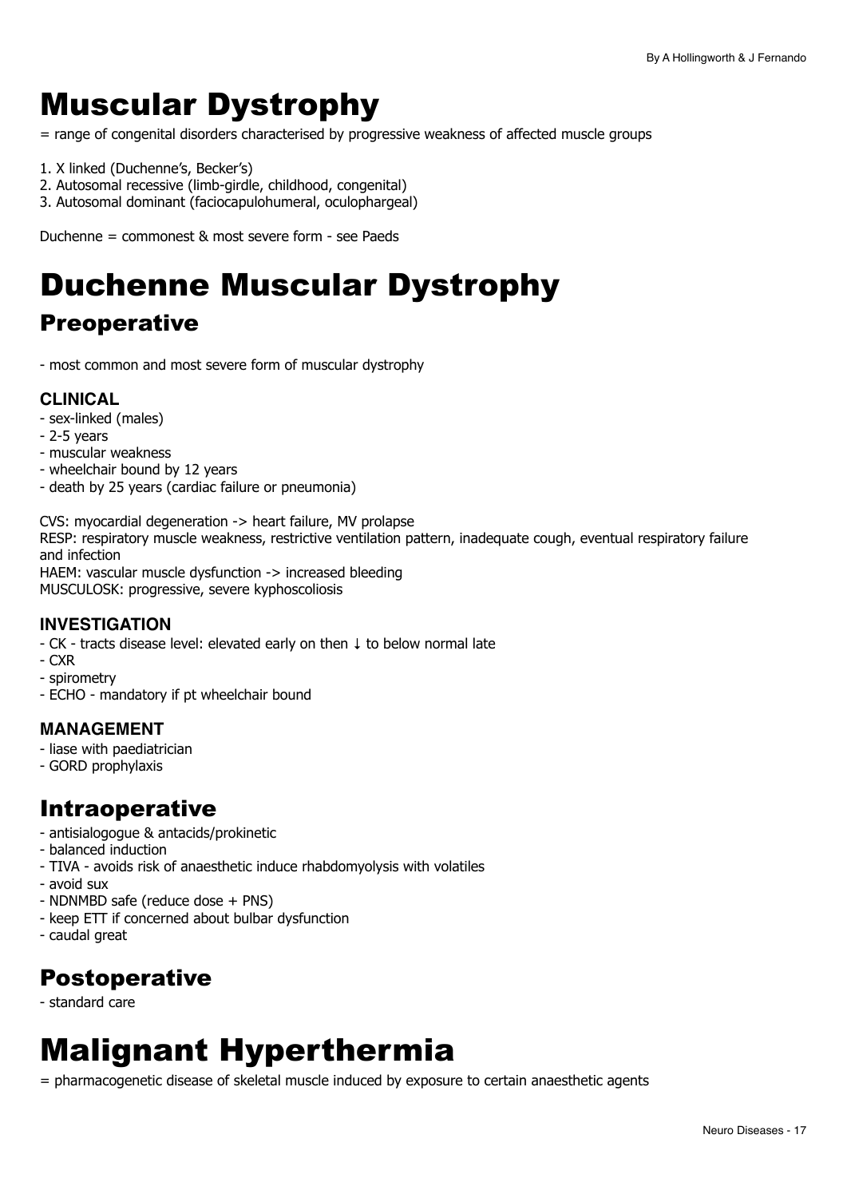# Muscular Dystrophy

= range of congenital disorders characterised by progressive weakness of affected muscle groups

1. X linked (Duchenne's, Becker's)
2. Autosomal recessive (limb-girdle, childhood, congenital)
3. Autosomal dominant (faciocapulohumeral, oculophargeal)

Duchenne = commonest & most severe form - see Paeds

# Duchenne Muscular Dystrophy

## Preoperative

- most common and most severe form of muscular dystrophy

### CLINICAL

- sex-linked (males)
- 2-5 years
- muscular weakness
- wheelchair bound by 12 years
- death by 25 years (cardiac failure or pneumonia)

CVS: myocardial degeneration -> heart failure, MV prolapse
RESP: respiratory muscle weakness, restrictive ventilation pattern, inadequate cough, eventual respiratory failure and infection
HAEM: vascular muscle dysfunction -> increased bleeding
MUSCULOSK: progressive, severe kyphoscoliosis

### INVESTIGATION

- CK - tracts disease level: elevated early on then ↓ to below normal late
- CXR
- spirometry
- ECHO - mandatory if pt wheelchair bound

### MANAGEMENT

- liase with paediatrician
- GORD prophylaxis

## Intraoperative

- antisialogogue & antacids/prokinetic
- balanced induction
- TIVA - avoids risk of anaesthetic induce rhabdomyolysis with volatiles
- avoid sux
- NDNMBD safe (reduce dose + PNS)
- keep ETT if concerned about bulbar dysfunction
- caudal great

## Postoperative

- standard care

# Malignant Hyperthermia

= pharmacogenetic disease of skeletal muscle induced by exposure to certain anaesthetic agents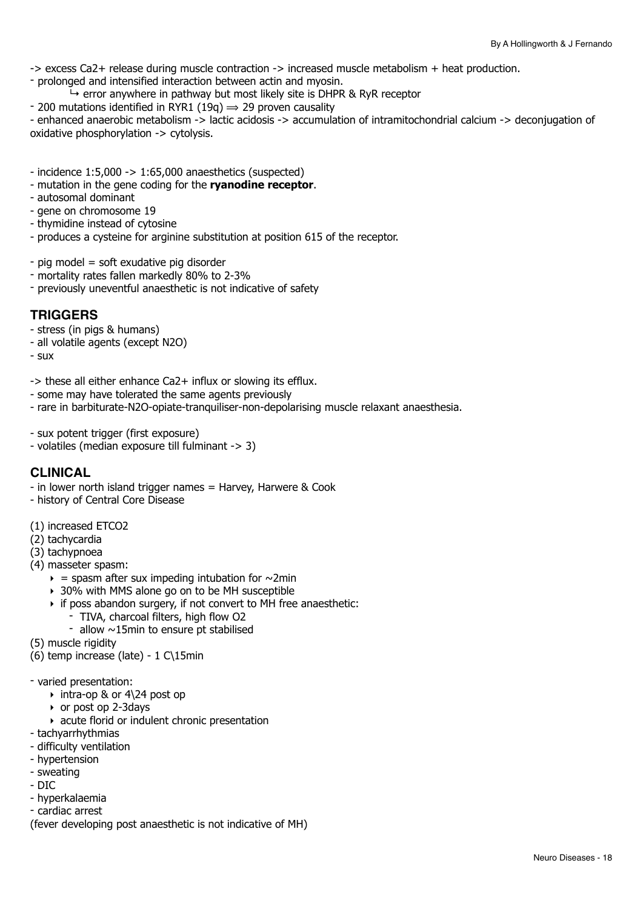-> excess $Ca^{2+}$ release during muscle contraction -> increased muscle metabolism + heat production.
- prolonged and intensified interaction between actin and myosin.
    - ↳ error anywhere in pathway but most likely site is DHPR & RyR receptor
- 200 mutations identified in RYR1 (19q) ⟹ 29 proven causality
- enhanced anaerobic metabolism -> lactic acidosis -> accumulation of intramitochondrial calcium -> deconjugation of oxidative phosphorylation -> cytolysis.

- incidence 1:5,000 -> 1:65,000 anaesthetics (suspected)
- mutation in the gene coding for the **ryanodine receptor**.
- autosomal dominant
- gene on chromosome 19
- thymidine instead of cytosine
- produces a cysteine for arginine substitution at position 615 of the receptor.

- pig model = soft exudative pig disorder
- mortality rates fallen markedly 80% to 2-3%
- previously uneventful anaesthetic is not indicative of safety

## TRIGGERS

- stress (in pigs & humans)
- all volatile agents (except $N_2O$)
- sux

-> these all either enhance $Ca^{2+}$ influx or slowing its efflux.
- some may have tolerated the same agents previously
- rare in barbiturate-$N_2O$-opiate-tranquiliser-non-depolarising muscle relaxant anaesthesia.

- sux potent trigger (first exposure)
- volatiles (median exposure till fulminant -> 3)

## CLINICAL

- in lower north island trigger names = Harvey, Harwere & Cook
- history of Central Core Disease

(1) increased ETCO2
(2) tachycardia
(3) tachypnoea
(4) masseter spasm:
    - = spasm after sux impeding intubation for ~2min
    - 30% with MMS alone go on to be MH susceptible
    - if poss abandon surgery, if not convert to MH free anaesthetic:
        - TIVA, charcoal filters, high flow O2
        - allow ~15min to ensure pt stabilised
(5) muscle rigidity
(6) temp increase (late) - 1 C\15min

- varied presentation:
    - intra-op & or 4\24 post op
    - or post op 2-3days
    - acute florid or indulent chronic presentation
- tachyarrhythmias
- difficulty ventilation
- hypertension
- sweating
- DIC
- hyperkalaemia
- cardiac arrest

(fever developing post anaesthetic is not indicative of MH)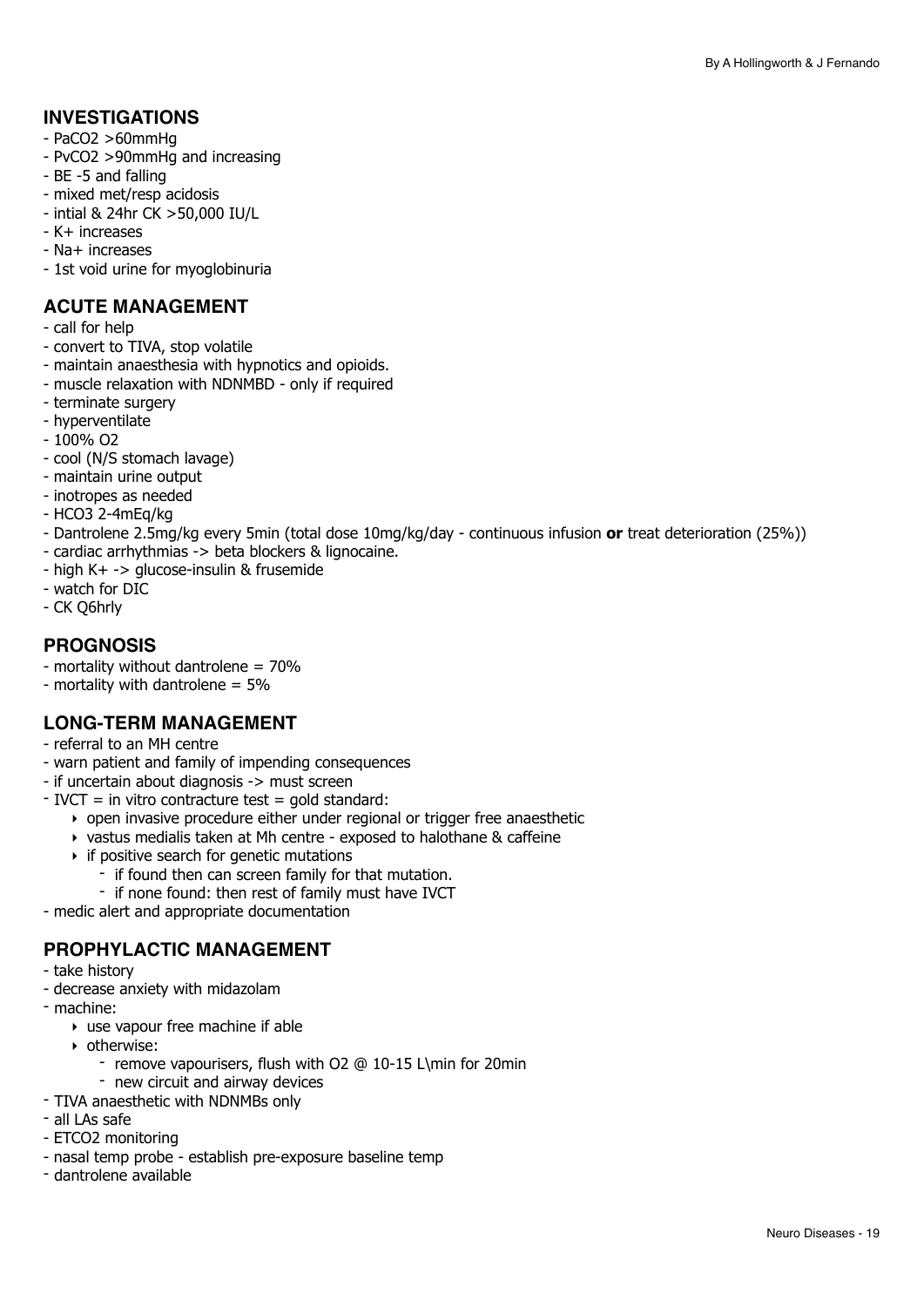## INVESTIGATIONS

- $PaCO_2$ >60mmHg
- $PvCO_2$ >90mmHg and increasing
- BE -5 and falling
- mixed met/resp acidosis
- intial & 24hr CK >50,000 IU/L
- $K^+$ increases
- $Na^+$ increases
- 1st void urine for myoglobinuria

## ACUTE MANAGEMENT

- call for help
- convert to TIVA, stop volatile
- maintain anaesthesia with hypnotics and opioids.
- muscle relaxation with NDNMBD - only if required
- terminate surgery
- hyperventilate
- 100% $O_2$
- cool (N/S stomach lavage)
- maintain urine output
- inotropes as needed
- $HCO_3$ 2-4mEq/kg
- Dantrolene 2.5mg/kg every 5min (total dose 10mg/kg/day - continuous infusion **or** treat deterioration (25%))
- cardiac arrhythmias -> beta blockers & lignocaine.
- high $K^+$ -> glucose-insulin & frusemide
- watch for DIC
- CK Q6hrly

## PROGNOSIS

- mortality without dantrolene = 70%
- mortality with dantrolene = 5%

## LONG-TERM MANAGEMENT

- referral to an MH centre
- warn patient and family of impending consequences
- if uncertain about diagnosis -> must screen
- IVCT = in vitro contracture test = gold standard:
    - open invasive procedure either under regional or trigger free anaesthetic
    - vastus medialis taken at Mh centre - exposed to halothane & caffeine
    - if positive search for genetic mutations
        - if found then can screen family for that mutation.
        - if none found: then rest of family must have IVCT
- medic alert and appropriate documentation

## PROPHYLACTIC MANAGEMENT

- take history
- decrease anxiety with midazolam
- machine:
    - use vapour free machine if able
    - otherwise:
        - remove vapourisers, flush with $O_2$ @ 10-15 L\min for 20min
        - new circuit and airway devices
- TIVA anaesthetic with NDNMBs only
- all LAs safe
- $ETCO_2$ monitoring
- nasal temp probe - establish pre-exposure baseline temp
- dantrolene available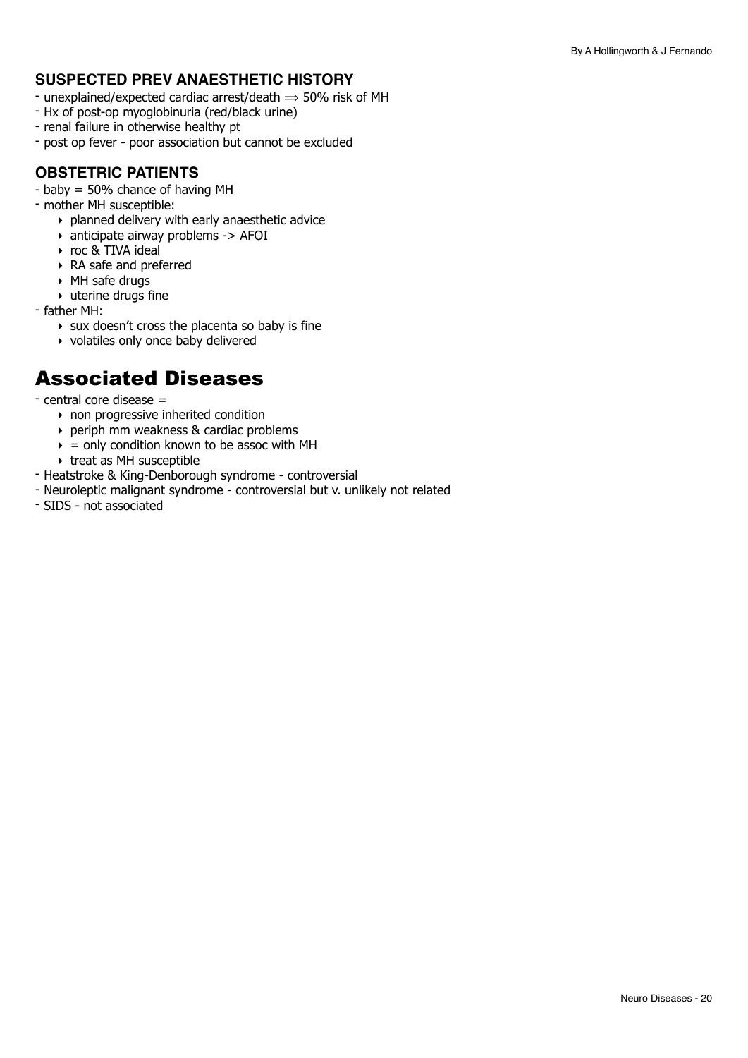### SUSPECTED PREV ANAESTHETIC HISTORY

- unexplained/expected cardiac arrest/death ⟹ 50% risk of MH
- Hx of post-op myoglobinuria (red/black urine)
- renal failure in otherwise healthy pt
- post op fever - poor association but cannot be excluded

### OBSTETRIC PATIENTS

- baby = 50% chance of having MH
- mother MH susceptible:
    - planned delivery with early anaesthetic advice
    - anticipate airway problems -> AFOI
    - roc & TIVA ideal
    - RA safe and preferred
    - MH safe drugs
    - uterine drugs fine
- father MH:
    - sux doesn't cross the placenta so baby is fine
    - volatiles only once baby delivered

## Associated Diseases

- central core disease =
    - non progressive inherited condition
    - periph mm weakness & cardiac problems
    - = only condition known to be assoc with MH
    - treat as MH susceptible
- Heatstroke & King-Denborough syndrome - controversial
- Neuroleptic malignant syndrome - controversial but v. unlikely not related
- SIDS - not associated